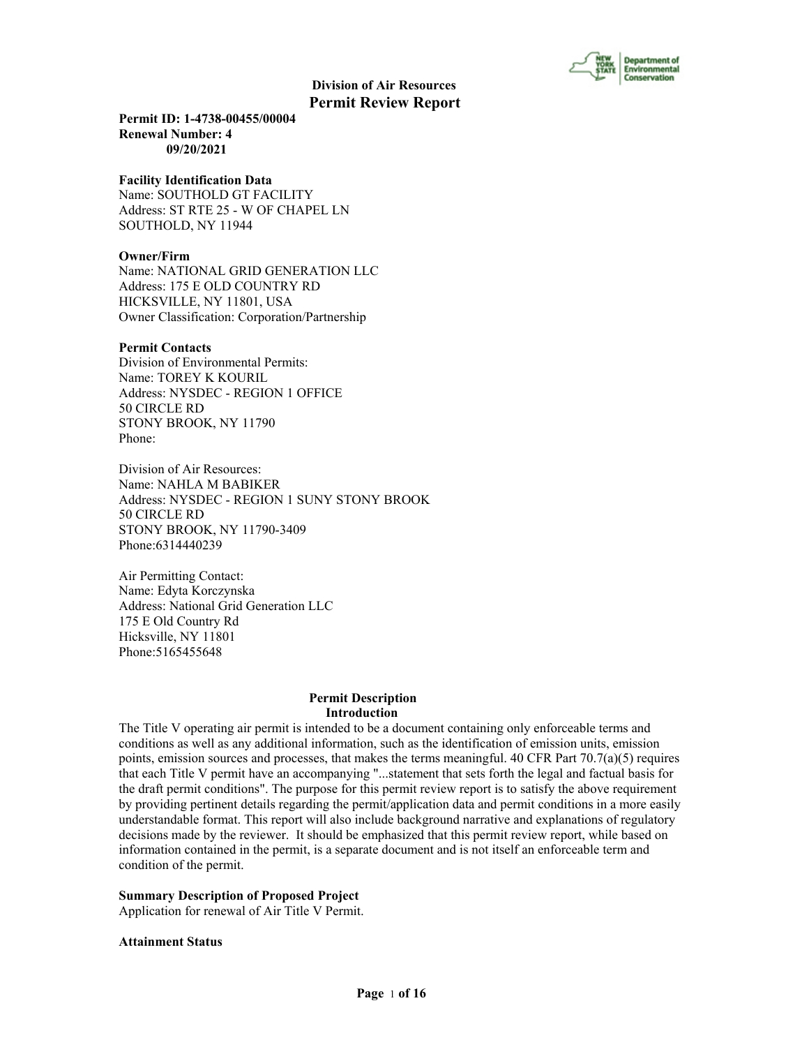# Division of Air Resources
# Permit Review Report

**Permit ID: 1-4738-00455/00004**
**Renewal Number: 4**
**09/20/2021**

**Facility Identification Data**
Name: SOUTHOLD GT FACILITY
Address: ST RTE 25 - W OF CHAPEL LN
SOUTHOLD, NY 11944

**Owner/Firm**
Name: NATIONAL GRID GENERATION LLC
Address: 175 E OLD COUNTRY RD
HICKSVILLE, NY 11801, USA
Owner Classification: Corporation/Partnership

**Permit Contacts**
Division of Environmental Permits:
Name: TOREY K KOURIL
Address: NYSDEC - REGION 1 OFFICE
50 CIRCLE RD
STONY BROOK, NY 11790
Phone:

Division of Air Resources:
Name: NAHLA M BABIKER
Address: NYSDEC - REGION 1 SUNY STONY BROOK
50 CIRCLE RD
STONY BROOK, NY 11790-3409
Phone:6314440239

Air Permitting Contact:
Name: Edyta Korczynska
Address: National Grid Generation LLC
175 E Old Country Rd
Hicksville, NY 11801
Phone:5165455648

## Permit Description

### Introduction

The Title V operating air permit is intended to be a document containing only enforceable terms and conditions as well as any additional information, such as the identification of emission units, emission points, emission sources and processes, that makes the terms meaningful. 40 CFR Part 70.7(a)(5) requires that each Title V permit have an accompanying "...statement that sets forth the legal and factual basis for the draft permit conditions". The purpose for this permit review report is to satisfy the above requirement by providing pertinent details regarding the permit/application data and permit conditions in a more easily understandable format. This report will also include background narrative and explanations of regulatory decisions made by the reviewer. It should be emphasized that this permit review report, while based on information contained in the permit, is a separate document and is not itself an enforceable term and condition of the permit.

**Summary Description of Proposed Project**
Application for renewal of Air Title V Permit.

**Attainment Status**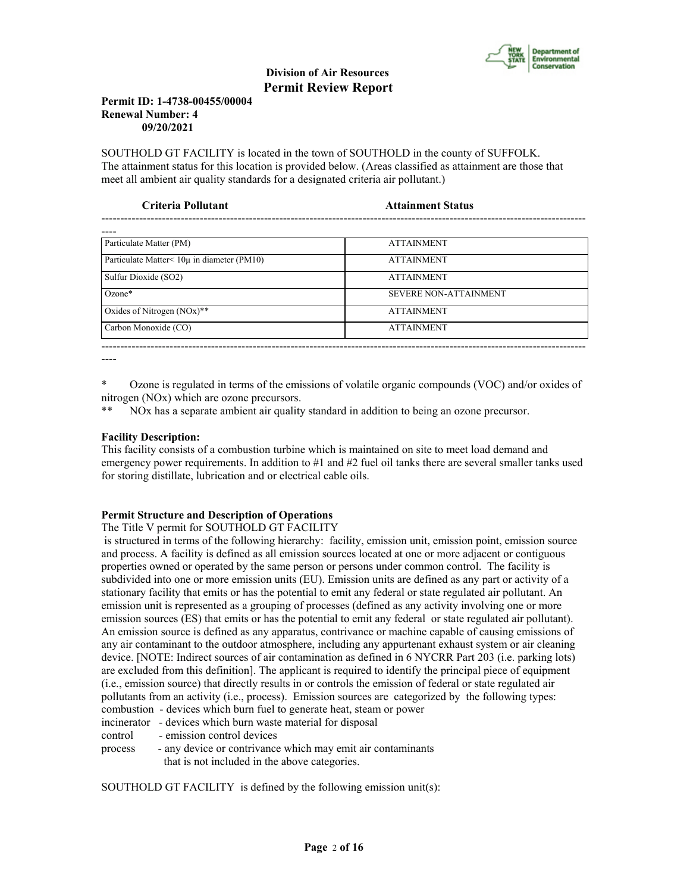**Division of Air Resources**
**Permit Review Report**

**Permit ID: 1-4738-00455/00004**
**Renewal Number: 4**
**09/20/2021**

SOUTHOLD GT FACILITY is located in the town of SOUTHOLD in the county of SUFFOLK. The attainment status for this location is provided below. (Areas classified as attainment are those that meet all ambient air quality standards for a designated criteria air pollutant.)

| Criteria Pollutant | Attainment Status |
|---|---|
| Particulate Matter (PM) | ATTAINMENT |
| Particulate Matter< 10μ in diameter (PM10) | ATTAINMENT |
| Sulfur Dioxide (SO2) | ATTAINMENT |
| Ozone* | SEVERE NON-ATTAINMENT |
| Oxides of Nitrogen (NOx)** | ATTAINMENT |
| Carbon Monoxide (CO) | ATTAINMENT |

\* Ozone is regulated in terms of the emissions of volatile organic compounds (VOC) and/or oxides of nitrogen (NOx) which are ozone precursors.

\*\* NOx has a separate ambient air quality standard in addition to being an ozone precursor.

**Facility Description:**

This facility consists of a combustion turbine which is maintained on site to meet load demand and emergency power requirements. In addition to #1 and #2 fuel oil tanks there are several smaller tanks used for storing distillate, lubrication and or electrical cable oils.

**Permit Structure and Description of Operations**

The Title V permit for SOUTHOLD GT FACILITY is structured in terms of the following hierarchy: facility, emission unit, emission point, emission source and process. A facility is defined as all emission sources located at one or more adjacent or contiguous properties owned or operated by the same person or persons under common control. The facility is subdivided into one or more emission units (EU). Emission units are defined as any part or activity of a stationary facility that emits or has the potential to emit any federal or state regulated air pollutant. An emission unit is represented as a grouping of processes (defined as any activity involving one or more emission sources (ES) that emits or has the potential to emit any federal or state regulated air pollutant). An emission source is defined as any apparatus, contrivance or machine capable of causing emissions of any air contaminant to the outdoor atmosphere, including any appurtenant exhaust system or air cleaning device. [NOTE: Indirect sources of air contamination as defined in 6 NYCRR Part 203 (i.e. parking lots) are excluded from this definition]. The applicant is required to identify the principal piece of equipment (i.e., emission source) that directly results in or controls the emission of federal or state regulated air pollutants from an activity (i.e., process). Emission sources are categorized by the following types:

combustion - devices which burn fuel to generate heat, steam or power
incinerator - devices which burn waste material for disposal
control - emission control devices
process - any device or contrivance which may emit air contaminants that is not included in the above categories.

SOUTHOLD GT FACILITY is defined by the following emission unit(s):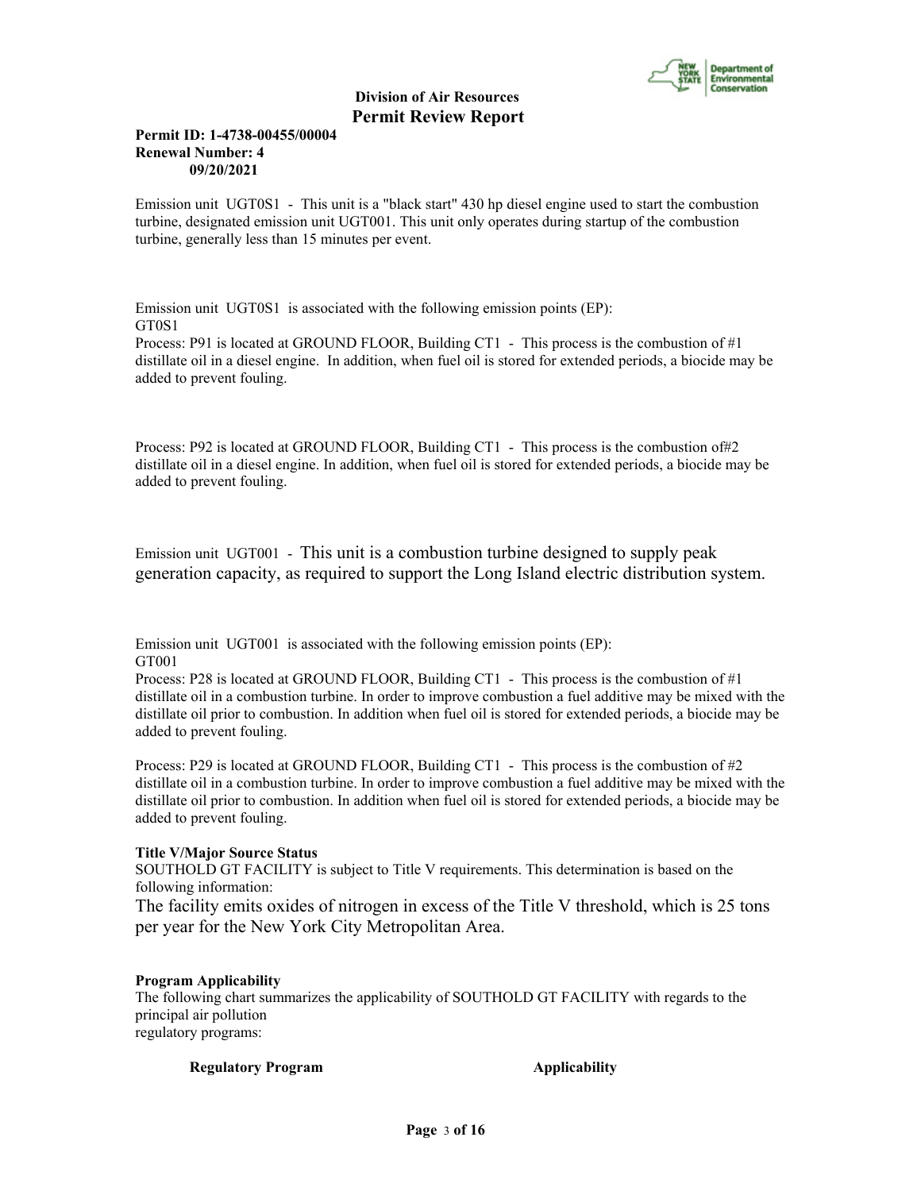Emission unit UGT0S1 - This unit is a "black start" 430 hp diesel engine used to start the combustion turbine, designated emission unit UGT001. This unit only operates during startup of the combustion turbine, generally less than 15 minutes per event.

Emission unit UGT0S1 is associated with the following emission points (EP):
GT0S1

Process: P91 is located at GROUND FLOOR, Building CT1 - This process is the combustion of #1 distillate oil in a diesel engine. In addition, when fuel oil is stored for extended periods, a biocide may be added to prevent fouling.

Process: P92 is located at GROUND FLOOR, Building CT1 - This process is the combustion of#2 distillate oil in a diesel engine. In addition, when fuel oil is stored for extended periods, a biocide may be added to prevent fouling.

Emission unit UGT001 - This unit is a combustion turbine designed to supply peak generation capacity, as required to support the Long Island electric distribution system.

Emission unit UGT001 is associated with the following emission points (EP):
GT001

Process: P28 is located at GROUND FLOOR, Building CT1 - This process is the combustion of #1 distillate oil in a combustion turbine. In order to improve combustion a fuel additive may be mixed with the distillate oil prior to combustion. In addition when fuel oil is stored for extended periods, a biocide may be added to prevent fouling.

Process: P29 is located at GROUND FLOOR, Building CT1 - This process is the combustion of #2 distillate oil in a combustion turbine. In order to improve combustion a fuel additive may be mixed with the distillate oil prior to combustion. In addition when fuel oil is stored for extended periods, a biocide may be added to prevent fouling.

**Title V/Major Source Status**

SOUTHOLD GT FACILITY is subject to Title V requirements. This determination is based on the following information:

The facility emits oxides of nitrogen in excess of the Title V threshold, which is 25 tons per year for the New York City Metropolitan Area.

**Program Applicability**

The following chart summarizes the applicability of SOUTHOLD GT FACILITY with regards to the principal air pollution
regulatory programs:

| **Regulatory Program** | **Applicability** |
| --- | --- |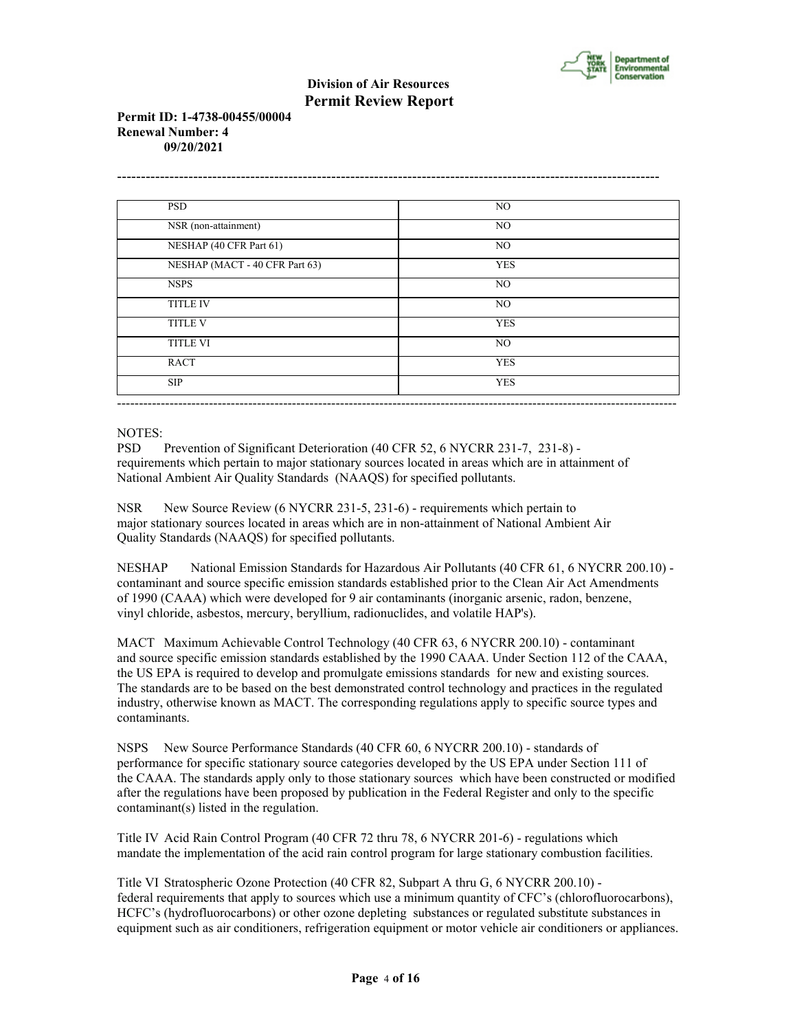| | |
|---|---|
| PSD | NO |
| NSR (non-attainment) | NO |
| NESHAP (40 CFR Part 61) | NO |
| NESHAP (MACT - 40 CFR Part 63) | YES |
| NSPS | NO |
| TITLE IV | NO |
| TITLE V | YES |
| TITLE VI | NO |
| RACT | YES |
| SIP | YES |

NOTES:

PSD Prevention of Significant Deterioration (40 CFR 52, 6 NYCRR 231-7, 231-8) - requirements which pertain to major stationary sources located in areas which are in attainment of National Ambient Air Quality Standards (NAAQS) for specified pollutants.

NSR New Source Review (6 NYCRR 231-5, 231-6) - requirements which pertain to major stationary sources located in areas which are in non-attainment of National Ambient Air Quality Standards (NAAQS) for specified pollutants.

NESHAP National Emission Standards for Hazardous Air Pollutants (40 CFR 61, 6 NYCRR 200.10) - contaminant and source specific emission standards established prior to the Clean Air Act Amendments of 1990 (CAAA) which were developed for 9 air contaminants (inorganic arsenic, radon, benzene, vinyl chloride, asbestos, mercury, beryllium, radionuclides, and volatile HAP's).

MACT Maximum Achievable Control Technology (40 CFR 63, 6 NYCRR 200.10) - contaminant and source specific emission standards established by the 1990 CAAA. Under Section 112 of the CAAA, the US EPA is required to develop and promulgate emissions standards for new and existing sources. The standards are to be based on the best demonstrated control technology and practices in the regulated industry, otherwise known as MACT. The corresponding regulations apply to specific source types and contaminants.

NSPS New Source Performance Standards (40 CFR 60, 6 NYCRR 200.10) - standards of performance for specific stationary source categories developed by the US EPA under Section 111 of the CAAA. The standards apply only to those stationary sources which have been constructed or modified after the regulations have been proposed by publication in the Federal Register and only to the specific contaminant(s) listed in the regulation.

Title IV Acid Rain Control Program (40 CFR 72 thru 78, 6 NYCRR 201-6) - regulations which mandate the implementation of the acid rain control program for large stationary combustion facilities.

Title VI Stratospheric Ozone Protection (40 CFR 82, Subpart A thru G, 6 NYCRR 200.10) - federal requirements that apply to sources which use a minimum quantity of CFC's (chlorofluorocarbons), HCFC's (hydrofluorocarbons) or other ozone depleting substances or regulated substitute substances in equipment such as air conditioners, refrigeration equipment or motor vehicle air conditioners or appliances.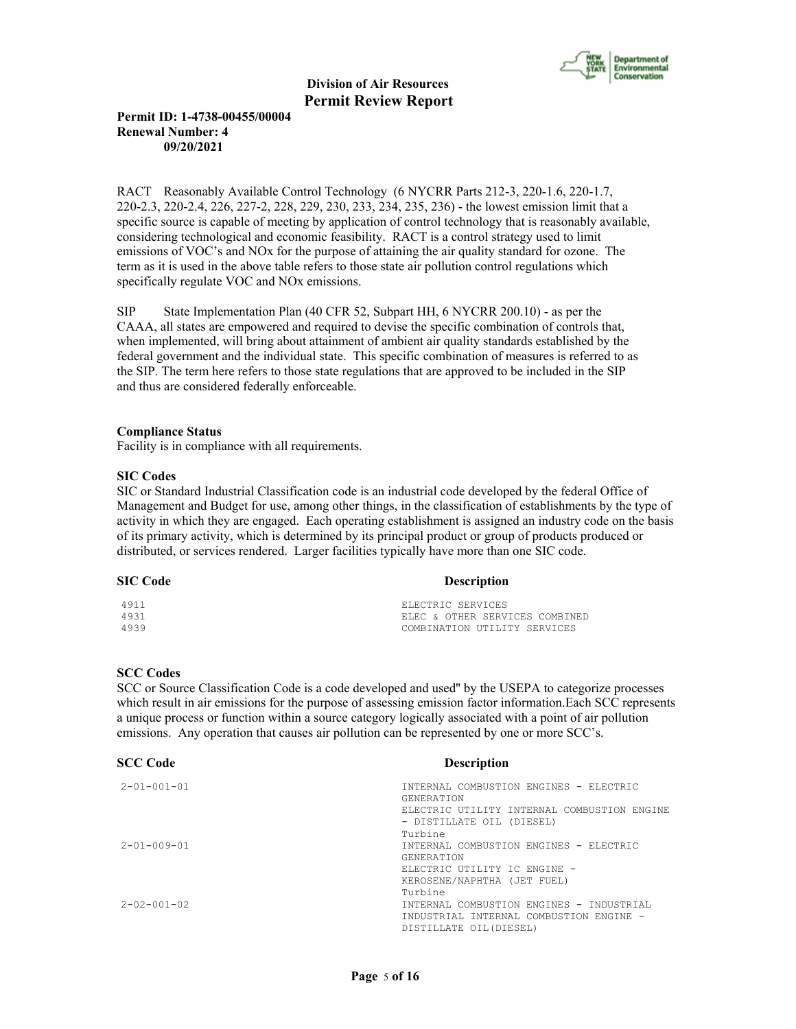RACT Reasonably Available Control Technology (6 NYCRR Parts 212-3, 220-1.6, 220-1.7, 220-2.3, 220-2.4, 226, 227-2, 228, 229, 230, 233, 234, 235, 236) - the lowest emission limit that a specific source is capable of meeting by application of control technology that is reasonably available, considering technological and economic feasibility. RACT is a control strategy used to limit emissions of VOC's and NOx for the purpose of attaining the air quality standard for ozone. The term as it is used in the above table refers to those state air pollution control regulations which specifically regulate VOC and NOx emissions.

SIP State Implementation Plan (40 CFR 52, Subpart HH, 6 NYCRR 200.10) - as per the CAAA, all states are empowered and required to devise the specific combination of controls that, when implemented, will bring about attainment of ambient air quality standards established by the federal government and the individual state. This specific combination of measures is referred to as the SIP. The term here refers to those state regulations that are approved to be included in the SIP and thus are considered federally enforceable.

**Compliance Status**

Facility is in compliance with all requirements.

**SIC Codes**

SIC or Standard Industrial Classification code is an industrial code developed by the federal Office of Management and Budget for use, among other things, in the classification of establishments by the type of activity in which they are engaged. Each operating establishment is assigned an industry code on the basis of its primary activity, which is determined by its principal product or group of products produced or distributed, or services rendered. Larger facilities typically have more than one SIC code.

| SIC Code | Description |
|---|---|
| 4911 | ELECTRIC SERVICES |
| 4931 | ELEC & OTHER SERVICES COMBINED |
| 4939 | COMBINATION UTILITY SERVICES |

**SCC Codes**

SCC or Source Classification Code is a code developed and used'' by the USEPA to categorize processes which result in air emissions for the purpose of assessing emission factor information.Each SCC represents a unique process or function within a source category logically associated with a point of air pollution emissions. Any operation that causes air pollution can be represented by one or more SCC's.

| SCC Code | Description |
|---|---|
| 2-01-001-01 | INTERNAL COMBUSTION ENGINES - ELECTRIC GENERATION<br>ELECTRIC UTILITY INTERNAL COMBUSTION ENGINE - DISTILLATE OIL (DIESEL)<br>Turbine |
| 2-01-009-01 | INTERNAL COMBUSTION ENGINES - ELECTRIC GENERATION<br>ELECTRIC UTILITY IC ENGINE - KEROSENE/NAPHTHA (JET FUEL)<br>Turbine |
| 2-02-001-02 | INTERNAL COMBUSTION ENGINES - INDUSTRIAL<br>INDUSTRIAL INTERNAL COMBUSTION ENGINE - DISTILLATE OIL(DIESEL) |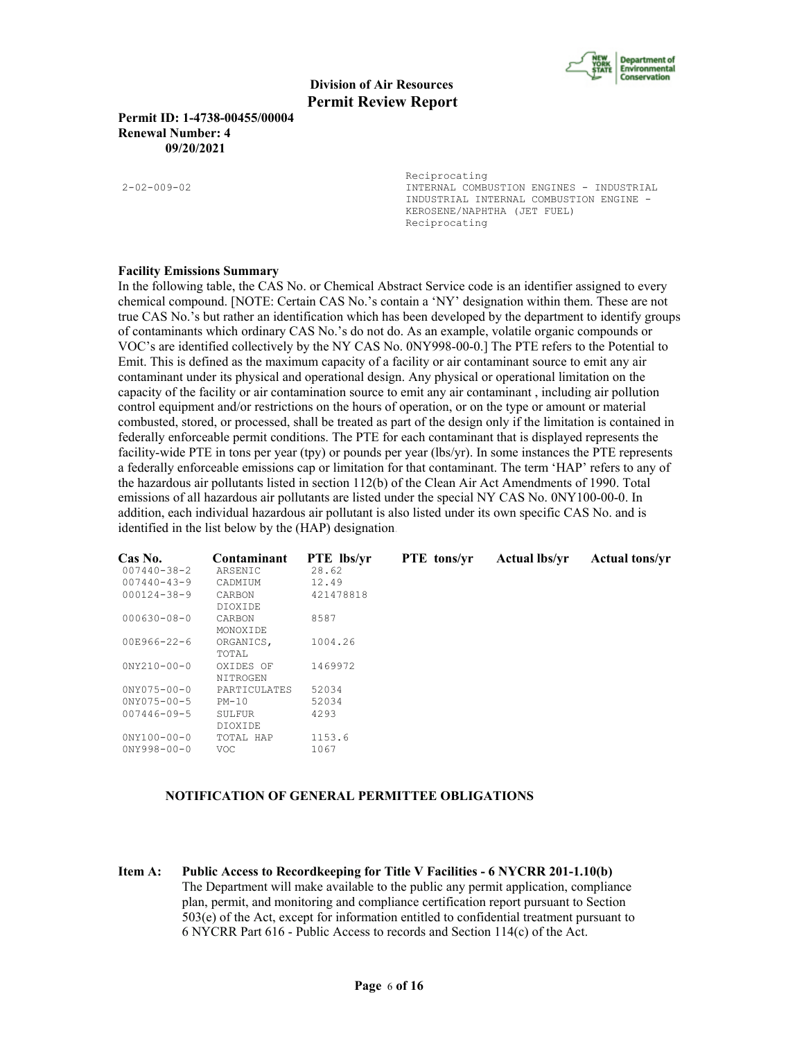**Division of Air Resources**
**Permit Review Report**

**Permit ID: 1-4738-00455/00004**
**Renewal Number: 4**
**09/20/2021**

| | |
|---|---|
| | Reciprocating |
| 2-02-009-02 | INTERNAL COMBUSTION ENGINES - INDUSTRIAL INDUSTRIAL INTERNAL COMBUSTION ENGINE - KEROSENE/NAPHTHA (JET FUEL) Reciprocating |

**Facility Emissions Summary**

In the following table, the CAS No. or Chemical Abstract Service code is an identifier assigned to every chemical compound. [NOTE: Certain CAS No.'s contain a 'NY' designation within them. These are not true CAS No.'s but rather an identification which has been developed by the department to identify groups of contaminants which ordinary CAS No.'s do not do. As an example, volatile organic compounds or VOC's are identified collectively by the NY CAS No. 0NY998-00-0.] The PTE refers to the Potential to Emit. This is defined as the maximum capacity of a facility or air contaminant source to emit any air contaminant under its physical and operational design. Any physical or operational limitation on the capacity of the facility or air contamination source to emit any air contaminant , including air pollution control equipment and/or restrictions on the hours of operation, or on the type or amount or material combusted, stored, or processed, shall be treated as part of the design only if the limitation is contained in federally enforceable permit conditions. The PTE for each contaminant that is displayed represents the facility-wide PTE in tons per year (tpy) or pounds per year (lbs/yr). In some instances the PTE represents a federally enforceable emissions cap or limitation for that contaminant. The term 'HAP' refers to any of the hazardous air pollutants listed in section 112(b) of the Clean Air Act Amendments of 1990. Total emissions of all hazardous air pollutants are listed under the special NY CAS No. 0NY100-00-0. In addition, each individual hazardous air pollutant is also listed under its own specific CAS No. and is identified in the list below by the (HAP) designation.

| Cas No. | Contaminant | PTE lbs/yr | PTE tons/yr | Actual lbs/yr | Actual tons/yr |
|---|---|---|---|---|---|
| 007440-38-2 | ARSENIC | 28.62 | | | |
| 007440-43-9 | CADMIUM | 12.49 | | | |
| 000124-38-9 | CARBON DIOXIDE | 421478818 | | | |
| 000630-08-0 | CARBON MONOXIDE | 8587 | | | |
| 00E966-22-6 | ORGANICS, TOTAL | 1004.26 | | | |
| 0NY210-00-0 | OXIDES OF NITROGEN | 1469972 | | | |
| 0NY075-00-0 | PARTICULATES | 52034 | | | |
| 0NY075-00-5 | PM-10 | 52034 | | | |
| 007446-09-5 | SULFUR DIOXIDE | 4293 | | | |
| 0NY100-00-0 | TOTAL HAP | 1153.6 | | | |
| 0NY998-00-0 | VOC | 1067 | | | |

**NOTIFICATION OF GENERAL PERMITTEE OBLIGATIONS**

**Item A: Public Access to Recordkeeping for Title V Facilities - 6 NYCRR 201-1.10(b)**
The Department will make available to the public any permit application, compliance plan, permit, and monitoring and compliance certification report pursuant to Section 503(e) of the Act, except for information entitled to confidential treatment pursuant to 6 NYCRR Part 616 - Public Access to records and Section 114(c) of the Act.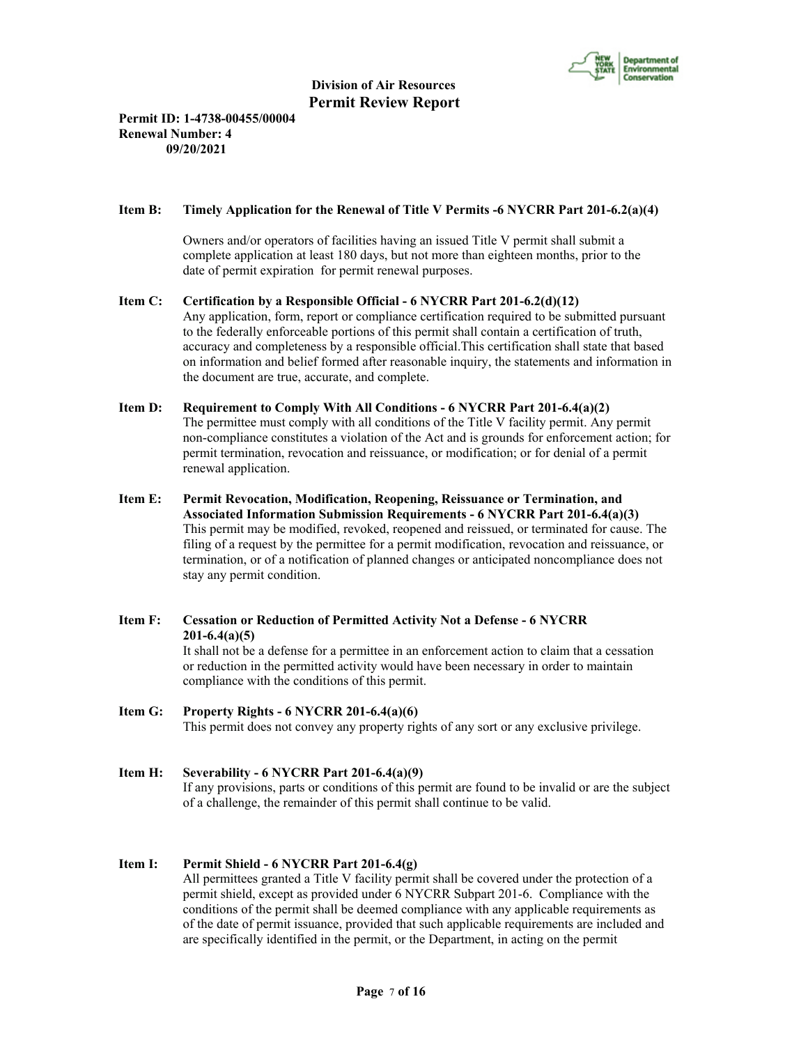**Division of Air Resources**
**Permit Review Report**

**Permit ID: 1-4738-00455/00004**
**Renewal Number: 4**
**09/20/2021**

**Item B: Timely Application for the Renewal of Title V Permits -6 NYCRR Part 201-6.2(a)(4)**

Owners and/or operators of facilities having an issued Title V permit shall submit a complete application at least 180 days, but not more than eighteen months, prior to the date of permit expiration for permit renewal purposes.

**Item C: Certification by a Responsible Official - 6 NYCRR Part 201-6.2(d)(12)**

Any application, form, report or compliance certification required to be submitted pursuant to the federally enforceable portions of this permit shall contain a certification of truth, accuracy and completeness by a responsible official.This certification shall state that based on information and belief formed after reasonable inquiry, the statements and information in the document are true, accurate, and complete.

**Item D: Requirement to Comply With All Conditions - 6 NYCRR Part 201-6.4(a)(2)**

The permittee must comply with all conditions of the Title V facility permit. Any permit non-compliance constitutes a violation of the Act and is grounds for enforcement action; for permit termination, revocation and reissuance, or modification; or for denial of a permit renewal application.

**Item E: Permit Revocation, Modification, Reopening, Reissuance or Termination, and Associated Information Submission Requirements - 6 NYCRR Part 201-6.4(a)(3)**

This permit may be modified, revoked, reopened and reissued, or terminated for cause. The filing of a request by the permittee for a permit modification, revocation and reissuance, or termination, or of a notification of planned changes or anticipated noncompliance does not stay any permit condition.

**Item F: Cessation or Reduction of Permitted Activity Not a Defense - 6 NYCRR 201-6.4(a)(5)**

It shall not be a defense for a permittee in an enforcement action to claim that a cessation or reduction in the permitted activity would have been necessary in order to maintain compliance with the conditions of this permit.

**Item G: Property Rights - 6 NYCRR 201-6.4(a)(6)**

This permit does not convey any property rights of any sort or any exclusive privilege.

**Item H: Severability - 6 NYCRR Part 201-6.4(a)(9)**

If any provisions, parts or conditions of this permit are found to be invalid or are the subject of a challenge, the remainder of this permit shall continue to be valid.

**Item I: Permit Shield - 6 NYCRR Part 201-6.4(g)**

All permittees granted a Title V facility permit shall be covered under the protection of a permit shield, except as provided under 6 NYCRR Subpart 201-6. Compliance with the conditions of the permit shall be deemed compliance with any applicable requirements as of the date of permit issuance, provided that such applicable requirements are included and are specifically identified in the permit, or the Department, in acting on the permit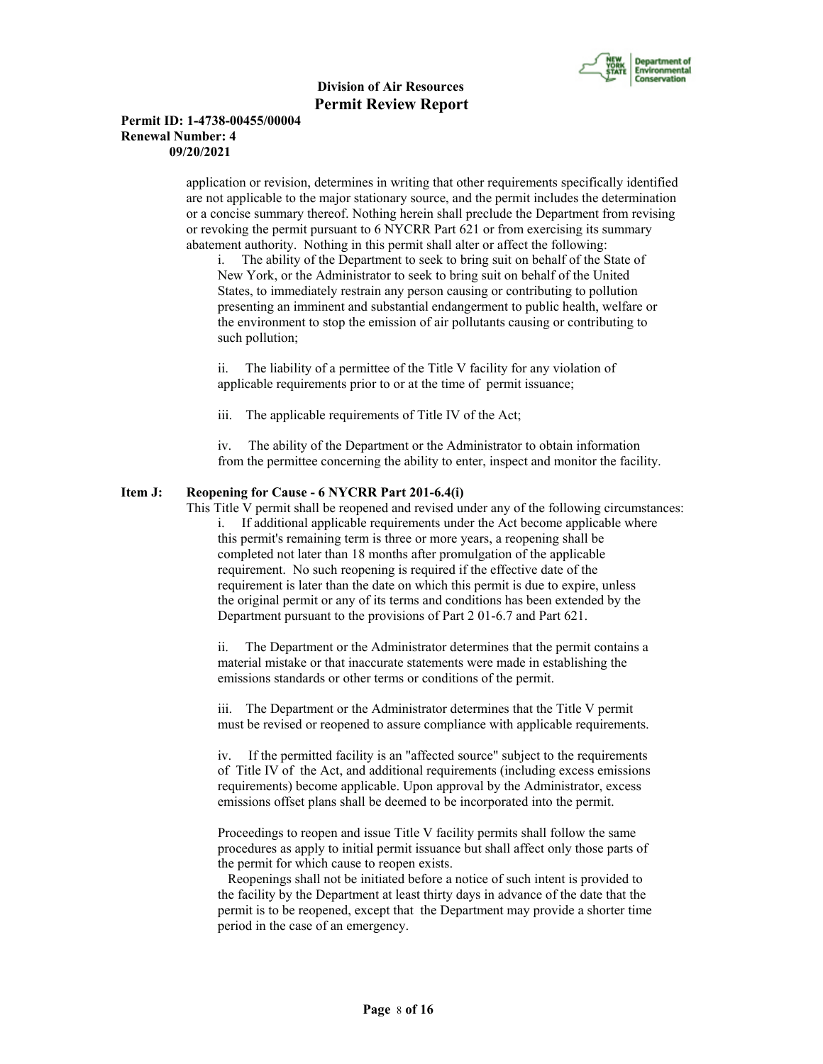application or revision, determines in writing that other requirements specifically identified are not applicable to the major stationary source, and the permit includes the determination or a concise summary thereof. Nothing herein shall preclude the Department from revising or revoking the permit pursuant to 6 NYCRR Part 621 or from exercising its summary abatement authority. Nothing in this permit shall alter or affect the following:

i. The ability of the Department to seek to bring suit on behalf of the State of New York, or the Administrator to seek to bring suit on behalf of the United States, to immediately restrain any person causing or contributing to pollution presenting an imminent and substantial endangerment to public health, welfare or the environment to stop the emission of air pollutants causing or contributing to such pollution;

ii. The liability of a permittee of the Title V facility for any violation of applicable requirements prior to or at the time of permit issuance;

iii. The applicable requirements of Title IV of the Act;

iv. The ability of the Department or the Administrator to obtain information from the permittee concerning the ability to enter, inspect and monitor the facility.

**Item J: Reopening for Cause - 6 NYCRR Part 201-6.4(i)**

This Title V permit shall be reopened and revised under any of the following circumstances:

i. If additional applicable requirements under the Act become applicable where this permit's remaining term is three or more years, a reopening shall be completed not later than 18 months after promulgation of the applicable requirement. No such reopening is required if the effective date of the requirement is later than the date on which this permit is due to expire, unless the original permit or any of its terms and conditions has been extended by the Department pursuant to the provisions of Part 2 01-6.7 and Part 621.

ii. The Department or the Administrator determines that the permit contains a material mistake or that inaccurate statements were made in establishing the emissions standards or other terms or conditions of the permit.

iii. The Department or the Administrator determines that the Title V permit must be revised or reopened to assure compliance with applicable requirements.

iv. If the permitted facility is an "affected source" subject to the requirements of Title IV of the Act, and additional requirements (including excess emissions requirements) become applicable. Upon approval by the Administrator, excess emissions offset plans shall be deemed to be incorporated into the permit.

Proceedings to reopen and issue Title V facility permits shall follow the same procedures as apply to initial permit issuance but shall affect only those parts of the permit for which cause to reopen exists.

Reopenings shall not be initiated before a notice of such intent is provided to the facility by the Department at least thirty days in advance of the date that the permit is to be reopened, except that the Department may provide a shorter time period in the case of an emergency.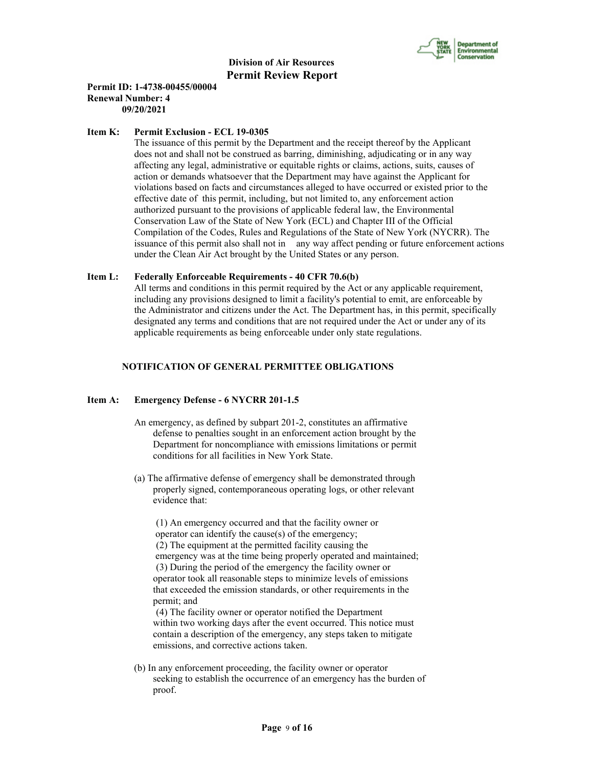**Item K: Permit Exclusion - ECL 19-0305**

The issuance of this permit by the Department and the receipt thereof by the Applicant does not and shall not be construed as barring, diminishing, adjudicating or in any way affecting any legal, administrative or equitable rights or claims, actions, suits, causes of action or demands whatsoever that the Department may have against the Applicant for violations based on facts and circumstances alleged to have occurred or existed prior to the effective date of this permit, including, but not limited to, any enforcement action authorized pursuant to the provisions of applicable federal law, the Environmental Conservation Law of the State of New York (ECL) and Chapter III of the Official Compilation of the Codes, Rules and Regulations of the State of New York (NYCRR). The issuance of this permit also shall not in any way affect pending or future enforcement actions under the Clean Air Act brought by the United States or any person.

**Item L: Federally Enforceable Requirements - 40 CFR 70.6(b)**

All terms and conditions in this permit required by the Act or any applicable requirement, including any provisions designed to limit a facility's potential to emit, are enforceable by the Administrator and citizens under the Act. The Department has, in this permit, specifically designated any terms and conditions that are not required under the Act or under any of its applicable requirements as being enforceable under only state regulations.

**NOTIFICATION OF GENERAL PERMITTEE OBLIGATIONS**

**Item A: Emergency Defense - 6 NYCRR 201-1.5**

An emergency, as defined by subpart 201-2, constitutes an affirmative defense to penalties sought in an enforcement action brought by the Department for noncompliance with emissions limitations or permit conditions for all facilities in New York State.

(a) The affirmative defense of emergency shall be demonstrated through properly signed, contemporaneous operating logs, or other relevant evidence that:

(1) An emergency occurred and that the facility owner or operator can identify the cause(s) of the emergency;
(2) The equipment at the permitted facility causing the emergency was at the time being properly operated and maintained;
(3) During the period of the emergency the facility owner or operator took all reasonable steps to minimize levels of emissions that exceeded the emission standards, or other requirements in the permit; and
(4) The facility owner or operator notified the Department within two working days after the event occurred. This notice must contain a description of the emergency, any steps taken to mitigate emissions, and corrective actions taken.

(b) In any enforcement proceeding, the facility owner or operator seeking to establish the occurrence of an emergency has the burden of proof.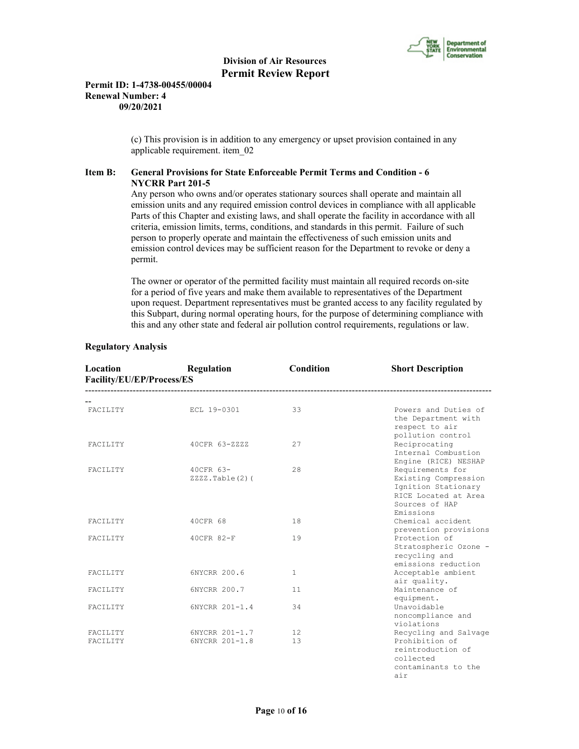**Division of Air Resources**
**Permit Review Report**

**Permit ID: 1-4738-00455/00004**
**Renewal Number: 4**
**09/20/2021**

(c) This provision is in addition to any emergency or upset provision contained in any applicable requirement. item_02

**Item B: General Provisions for State Enforceable Permit Terms and Condition - 6 NYCRR Part 201-5**

Any person who owns and/or operates stationary sources shall operate and maintain all emission units and any required emission control devices in compliance with all applicable Parts of this Chapter and existing laws, and shall operate the facility in accordance with all criteria, emission limits, terms, conditions, and standards in this permit. Failure of such person to properly operate and maintain the effectiveness of such emission units and emission control devices may be sufficient reason for the Department to revoke or deny a permit.

The owner or operator of the permitted facility must maintain all required records on-site for a period of five years and make them available to representatives of the Department upon request. Department representatives must be granted access to any facility regulated by this Subpart, during normal operating hours, for the purpose of determining compliance with this and any other state and federal air pollution control requirements, regulations or law.

**Regulatory Analysis**

| Location Facility/EU/EP/Process/ES | Regulation | Condition | Short Description |
|---|---|---|---|
| FACILITY | ECL 19-0301 | 33 | Powers and Duties of the Department with respect to air pollution control |
| FACILITY | 40CFR 63-ZZZZ | 27 | Reciprocating Internal Combustion Engine (RICE) NESHAP |
| FACILITY | 40CFR 63-ZZZZ.Table(2)( | 28 | Requirements for Existing Compression Ignition Stationary RICE Located at Area Sources of HAP Emissions |
| FACILITY | 40CFR 68 | 18 | Chemical accident prevention provisions |
| FACILITY | 40CFR 82-F | 19 | Protection of Stratospheric Ozone - recycling and emissions reduction |
| FACILITY | 6NYCRR 200.6 | 1 | Acceptable ambient air quality. |
| FACILITY | 6NYCRR 200.7 | 11 | Maintenance of equipment. |
| FACILITY | 6NYCRR 201-1.4 | 34 | Unavoidable noncompliance and violations |
| FACILITY | 6NYCRR 201-1.7 | 12 | Recycling and Salvage |
| FACILITY | 6NYCRR 201-1.8 | 13 | Prohibition of reintroduction of collected contaminants to the air |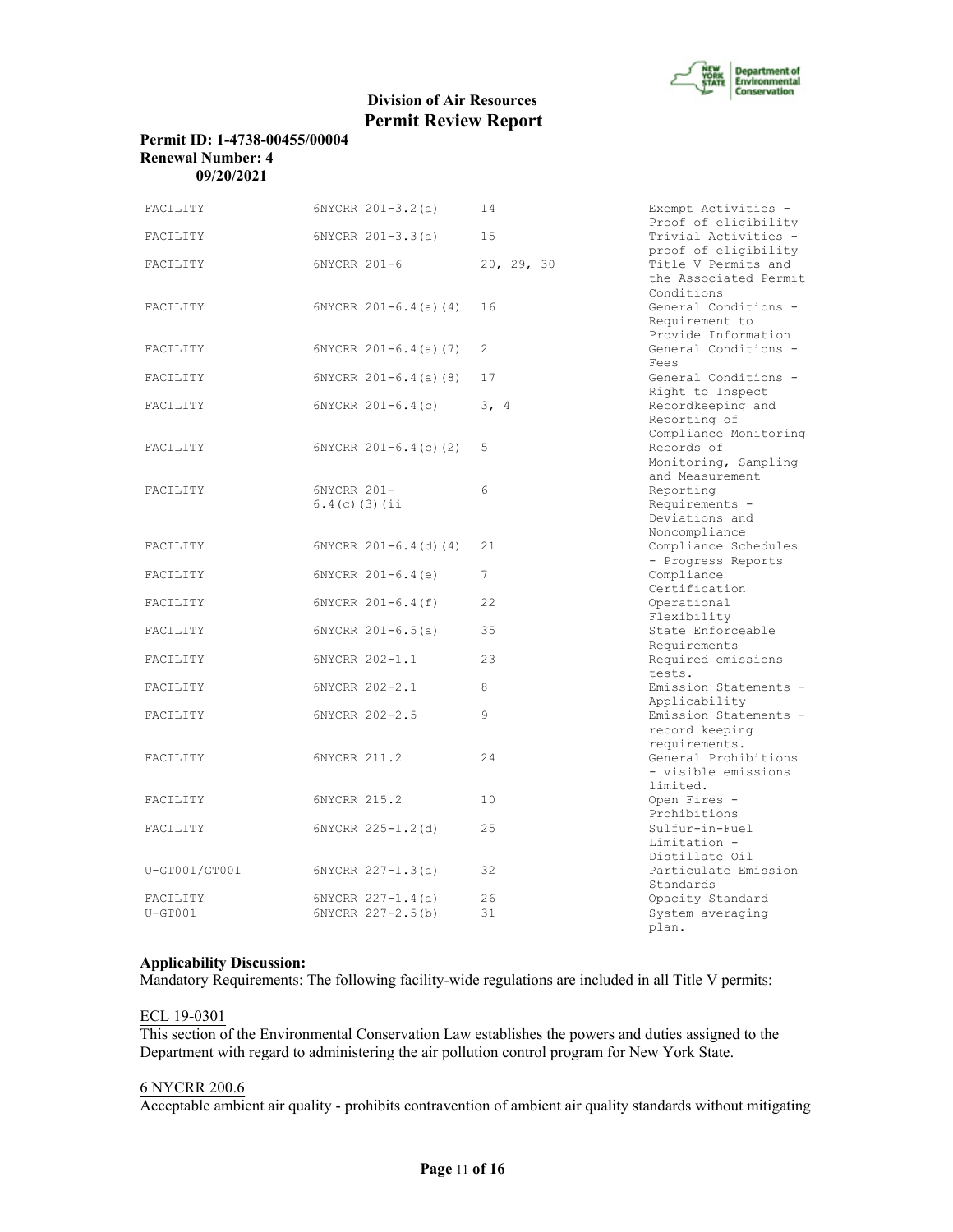**Division of Air Resources**
**Permit Review Report**

**Permit ID: 1-4738-00455/00004**
**Renewal Number: 4**
**09/20/2021**

| | | | |
|---|---|---|---|
| FACILITY | 6NYCRR 201-3.2(a) | 14 | Exempt Activities - Proof of eligibility |
| FACILITY | 6NYCRR 201-3.3(a) | 15 | Trivial Activities - proof of eligibility |
| FACILITY | 6NYCRR 201-6 | 20, 29, 30 | Title V Permits and the Associated Permit Conditions |
| FACILITY | 6NYCRR 201-6.4(a)(4) | 16 | General Conditions - Requirement to Provide Information |
| FACILITY | 6NYCRR 201-6.4(a)(7) | 2 | General Conditions - Fees |
| FACILITY | 6NYCRR 201-6.4(a)(8) | 17 | General Conditions - Right to Inspect |
| FACILITY | 6NYCRR 201-6.4(c) | 3, 4 | Recordkeeping and Reporting of Compliance Monitoring |
| FACILITY | 6NYCRR 201-6.4(c)(2) | 5 | Records of Monitoring, Sampling and Measurement |
| FACILITY | 6NYCRR 201-6.4(c)(3)(ii | 6 | Reporting Requirements - Deviations and Noncompliance |
| FACILITY | 6NYCRR 201-6.4(d)(4) | 21 | Compliance Schedules - Progress Reports |
| FACILITY | 6NYCRR 201-6.4(e) | 7 | Compliance Certification |
| FACILITY | 6NYCRR 201-6.4(f) | 22 | Operational Flexibility |
| FACILITY | 6NYCRR 201-6.5(a) | 35 | State Enforceable Requirements |
| FACILITY | 6NYCRR 202-1.1 | 23 | Required emissions tests. |
| FACILITY | 6NYCRR 202-2.1 | 8 | Emission Statements - Applicability |
| FACILITY | 6NYCRR 202-2.5 | 9 | Emission Statements - record keeping requirements. |
| FACILITY | 6NYCRR 211.2 | 24 | General Prohibitions - visible emissions limited. |
| FACILITY | 6NYCRR 215.2 | 10 | Open Fires - Prohibitions |
| FACILITY | 6NYCRR 225-1.2(d) | 25 | Sulfur-in-Fuel Limitation - Distillate Oil |
| U-GT001/GT001 | 6NYCRR 227-1.3(a) | 32 | Particulate Emission Standards |
| FACILITY | 6NYCRR 227-1.4(a) | 26 | Opacity Standard |
| U-GT001 | 6NYCRR 227-2.5(b) | 31 | System averaging plan. |

**Applicability Discussion:**
Mandatory Requirements: The following facility-wide regulations are included in all Title V permits:

ECL 19-0301
This section of the Environmental Conservation Law establishes the powers and duties assigned to the Department with regard to administering the air pollution control program for New York State.

6 NYCRR 200.6
Acceptable ambient air quality - prohibits contravention of ambient air quality standards without mitigating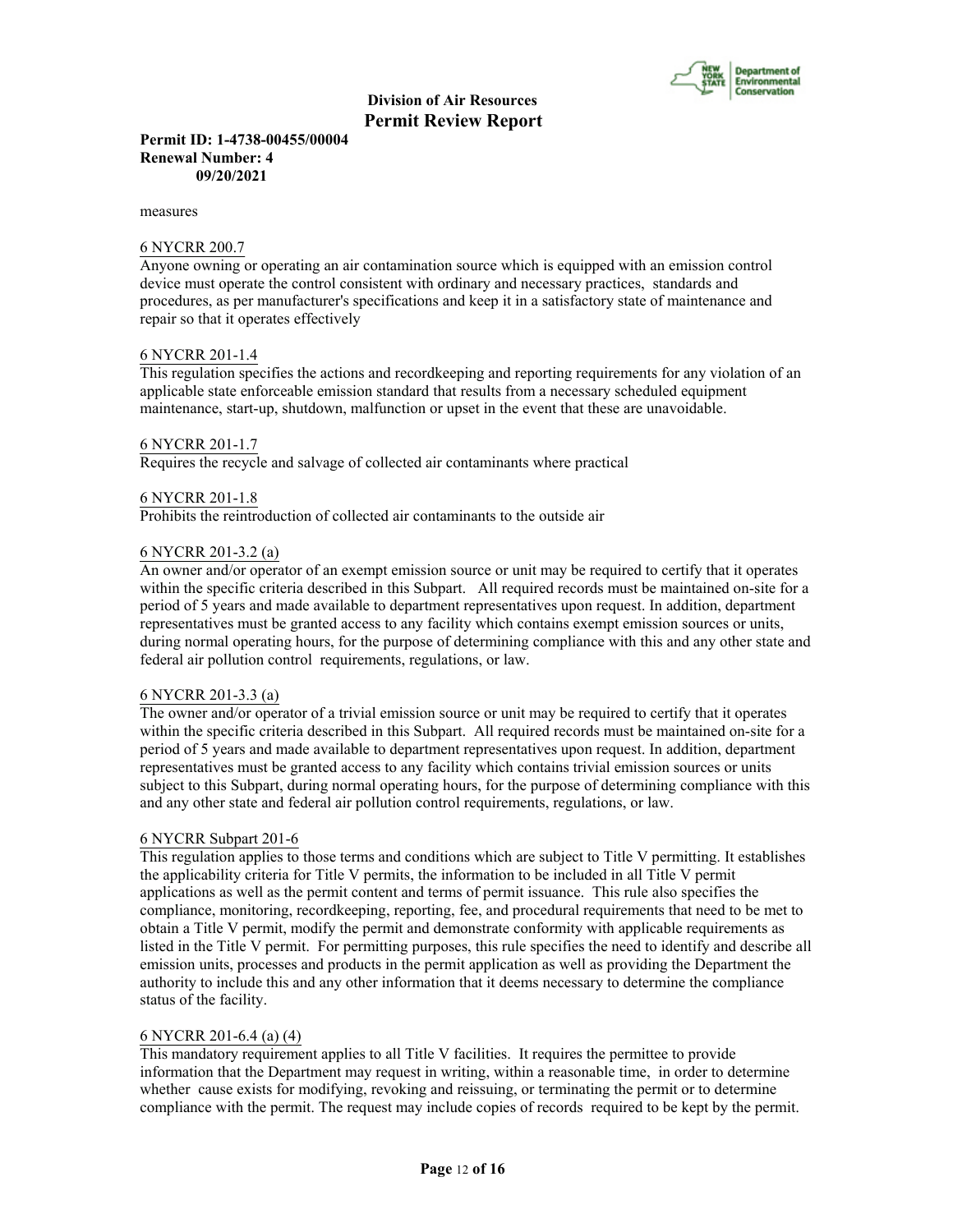measures

6 NYCRR 200.7

Anyone owning or operating an air contamination source which is equipped with an emission control device must operate the control consistent with ordinary and necessary practices, standards and procedures, as per manufacturer's specifications and keep it in a satisfactory state of maintenance and repair so that it operates effectively

6 NYCRR 201-1.4

This regulation specifies the actions and recordkeeping and reporting requirements for any violation of an applicable state enforceable emission standard that results from a necessary scheduled equipment maintenance, start-up, shutdown, malfunction or upset in the event that these are unavoidable.

6 NYCRR 201-1.7

Requires the recycle and salvage of collected air contaminants where practical

6 NYCRR 201-1.8

Prohibits the reintroduction of collected air contaminants to the outside air

6 NYCRR 201-3.2 (a)

An owner and/or operator of an exempt emission source or unit may be required to certify that it operates within the specific criteria described in this Subpart. All required records must be maintained on-site for a period of 5 years and made available to department representatives upon request. In addition, department representatives must be granted access to any facility which contains exempt emission sources or units, during normal operating hours, for the purpose of determining compliance with this and any other state and federal air pollution control requirements, regulations, or law.

6 NYCRR 201-3.3 (a)

The owner and/or operator of a trivial emission source or unit may be required to certify that it operates within the specific criteria described in this Subpart. All required records must be maintained on-site for a period of 5 years and made available to department representatives upon request. In addition, department representatives must be granted access to any facility which contains trivial emission sources or units subject to this Subpart, during normal operating hours, for the purpose of determining compliance with this and any other state and federal air pollution control requirements, regulations, or law.

6 NYCRR Subpart 201-6

This regulation applies to those terms and conditions which are subject to Title V permitting. It establishes the applicability criteria for Title V permits, the information to be included in all Title V permit applications as well as the permit content and terms of permit issuance. This rule also specifies the compliance, monitoring, recordkeeping, reporting, fee, and procedural requirements that need to be met to obtain a Title V permit, modify the permit and demonstrate conformity with applicable requirements as listed in the Title V permit. For permitting purposes, this rule specifies the need to identify and describe all emission units, processes and products in the permit application as well as providing the Department the authority to include this and any other information that it deems necessary to determine the compliance status of the facility.

6 NYCRR 201-6.4 (a) (4)

This mandatory requirement applies to all Title V facilities. It requires the permittee to provide information that the Department may request in writing, within a reasonable time, in order to determine whether cause exists for modifying, revoking and reissuing, or terminating the permit or to determine compliance with the permit. The request may include copies of records required to be kept by the permit.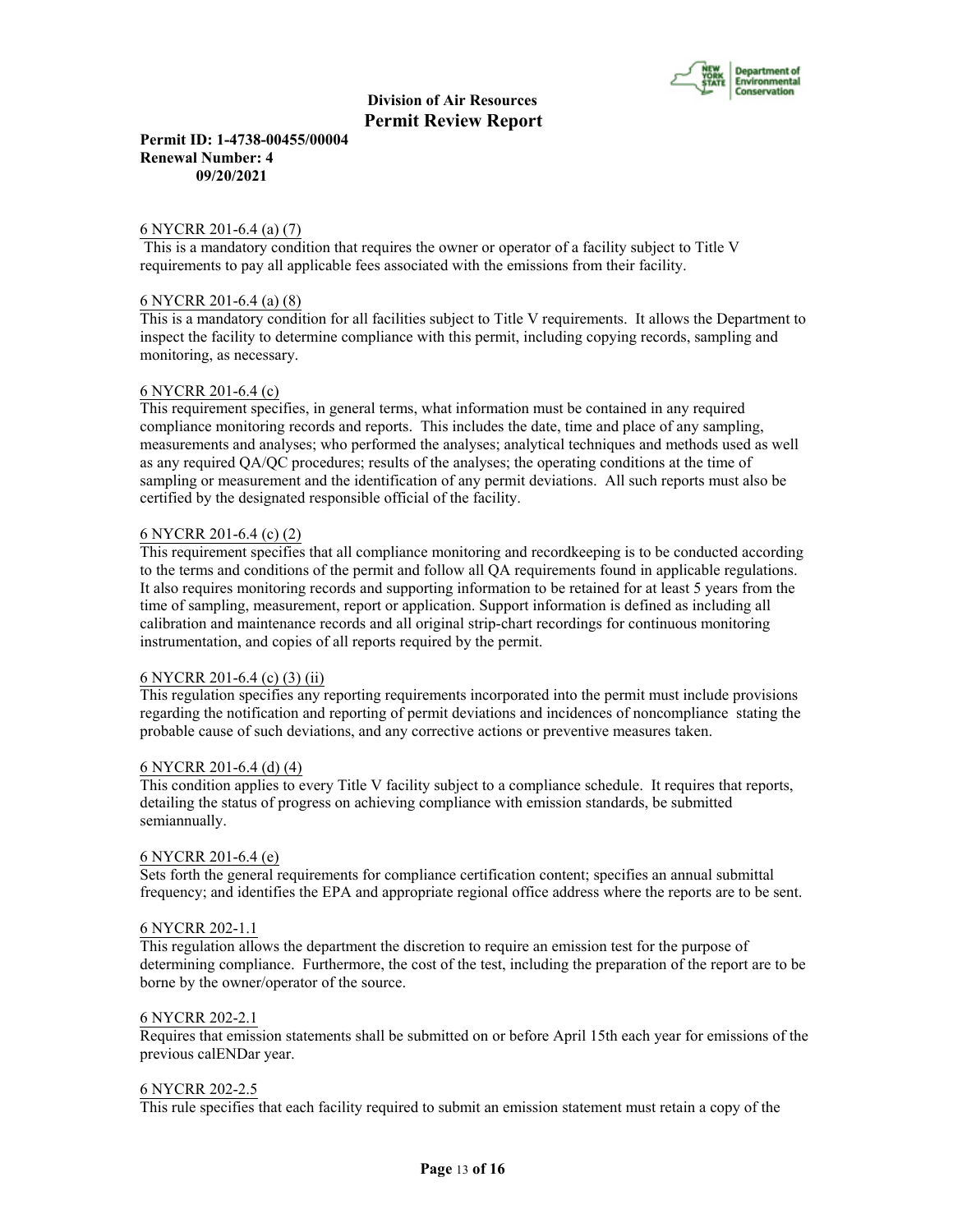### 6 NYCRR 201-6.4 (a) (7)

This is a mandatory condition that requires the owner or operator of a facility subject to Title V requirements to pay all applicable fees associated with the emissions from their facility.

### 6 NYCRR 201-6.4 (a) (8)

This is a mandatory condition for all facilities subject to Title V requirements. It allows the Department to inspect the facility to determine compliance with this permit, including copying records, sampling and monitoring, as necessary.

### 6 NYCRR 201-6.4 (c)

This requirement specifies, in general terms, what information must be contained in any required compliance monitoring records and reports. This includes the date, time and place of any sampling, measurements and analyses; who performed the analyses; analytical techniques and methods used as well as any required QA/QC procedures; results of the analyses; the operating conditions at the time of sampling or measurement and the identification of any permit deviations. All such reports must also be certified by the designated responsible official of the facility.

### 6 NYCRR 201-6.4 (c) (2)

This requirement specifies that all compliance monitoring and recordkeeping is to be conducted according to the terms and conditions of the permit and follow all QA requirements found in applicable regulations. It also requires monitoring records and supporting information to be retained for at least 5 years from the time of sampling, measurement, report or application. Support information is defined as including all calibration and maintenance records and all original strip-chart recordings for continuous monitoring instrumentation, and copies of all reports required by the permit.

### 6 NYCRR 201-6.4 (c) (3) (ii)

This regulation specifies any reporting requirements incorporated into the permit must include provisions regarding the notification and reporting of permit deviations and incidences of noncompliance stating the probable cause of such deviations, and any corrective actions or preventive measures taken.

### 6 NYCRR 201-6.4 (d) (4)

This condition applies to every Title V facility subject to a compliance schedule. It requires that reports, detailing the status of progress on achieving compliance with emission standards, be submitted semiannually.

### 6 NYCRR 201-6.4 (e)

Sets forth the general requirements for compliance certification content; specifies an annual submittal frequency; and identifies the EPA and appropriate regional office address where the reports are to be sent.

### 6 NYCRR 202-1.1

This regulation allows the department the discretion to require an emission test for the purpose of determining compliance. Furthermore, the cost of the test, including the preparation of the report are to be borne by the owner/operator of the source.

### 6 NYCRR 202-2.1

Requires that emission statements shall be submitted on or before April 15th each year for emissions of the previous calENDar year.

### 6 NYCRR 202-2.5

This rule specifies that each facility required to submit an emission statement must retain a copy of the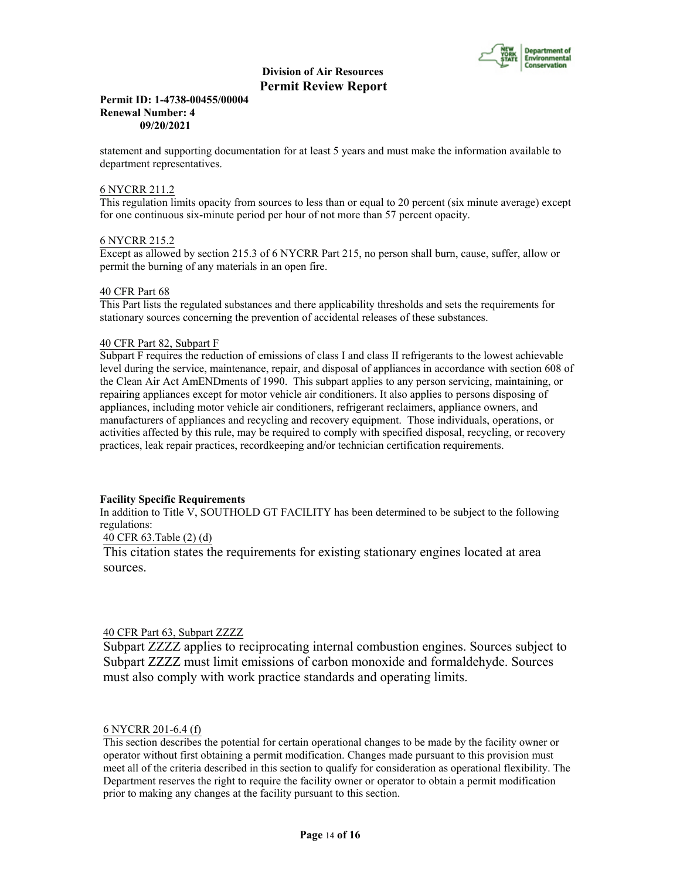statement and supporting documentation for at least 5 years and must make the information available to department representatives.

6 NYCRR 211.2

This regulation limits opacity from sources to less than or equal to 20 percent (six minute average) except for one continuous six-minute period per hour of not more than 57 percent opacity.

6 NYCRR 215.2

Except as allowed by section 215.3 of 6 NYCRR Part 215, no person shall burn, cause, suffer, allow or permit the burning of any materials in an open fire.

40 CFR Part 68

This Part lists the regulated substances and there applicability thresholds and sets the requirements for stationary sources concerning the prevention of accidental releases of these substances.

40 CFR Part 82, Subpart F

Subpart F requires the reduction of emissions of class I and class II refrigerants to the lowest achievable level during the service, maintenance, repair, and disposal of appliances in accordance with section 608 of the Clean Air Act AmENDments of 1990. This subpart applies to any person servicing, maintaining, or repairing appliances except for motor vehicle air conditioners. It also applies to persons disposing of appliances, including motor vehicle air conditioners, refrigerant reclaimers, appliance owners, and manufacturers of appliances and recycling and recovery equipment. Those individuals, operations, or activities affected by this rule, may be required to comply with specified disposal, recycling, or recovery practices, leak repair practices, recordkeeping and/or technician certification requirements.

**Facility Specific Requirements**

In addition to Title V, SOUTHOLD GT FACILITY has been determined to be subject to the following regulations:

40 CFR 63.Table (2) (d)

This citation states the requirements for existing stationary engines located at area sources.

40 CFR Part 63, Subpart ZZZZ

Subpart ZZZZ applies to reciprocating internal combustion engines. Sources subject to Subpart ZZZZ must limit emissions of carbon monoxide and formaldehyde. Sources must also comply with work practice standards and operating limits.

6 NYCRR 201-6.4 (f)

This section describes the potential for certain operational changes to be made by the facility owner or operator without first obtaining a permit modification. Changes made pursuant to this provision must meet all of the criteria described in this section to qualify for consideration as operational flexibility. The Department reserves the right to require the facility owner or operator to obtain a permit modification prior to making any changes at the facility pursuant to this section.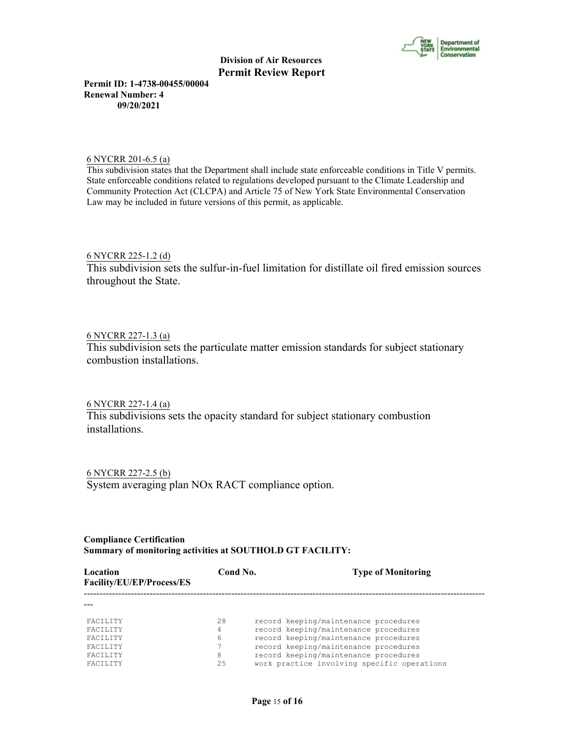6 NYCRR 201-6.5 (a)

This subdivision states that the Department shall include state enforceable conditions in Title V permits. State enforceable conditions related to regulations developed pursuant to the Climate Leadership and Community Protection Act (CLCPA) and Article 75 of New York State Environmental Conservation Law may be included in future versions of this permit, as applicable.

6 NYCRR 225-1.2 (d)

This subdivision sets the sulfur-in-fuel limitation for distillate oil fired emission sources throughout the State.

6 NYCRR 227-1.3 (a)

This subdivision sets the particulate matter emission standards for subject stationary combustion installations.

6 NYCRR 227-1.4 (a)

This subdivisions sets the opacity standard for subject stationary combustion installations.

6 NYCRR 227-2.5 (b)

System averaging plan NOx RACT compliance option.

**Compliance Certification**
**Summary of monitoring activities at SOUTHOLD GT FACILITY:**

| Location Facility/EU/EP/Process/ES | Cond No. | Type of Monitoring |
|---|---|---|
| FACILITY | 28 | record keeping/maintenance procedures |
| FACILITY | 4 | record keeping/maintenance procedures |
| FACILITY | 6 | record keeping/maintenance procedures |
| FACILITY | 7 | record keeping/maintenance procedures |
| FACILITY | 8 | record keeping/maintenance procedures |
| FACILITY | 25 | work practice involving specific operations |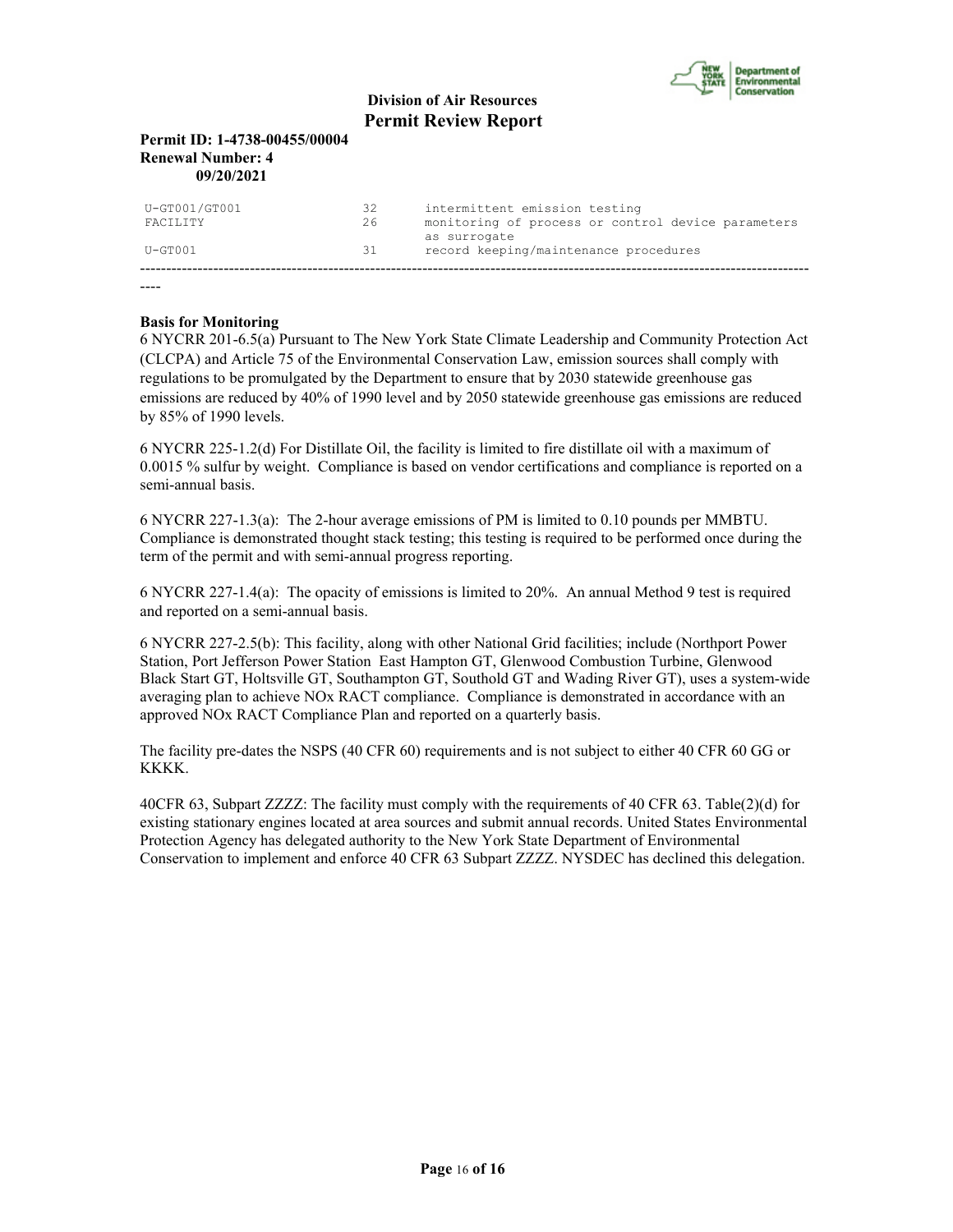| | | |
|---|---|---|
| U-GT001/GT001 | 32 | intermittent emission testing |
| FACILITY | 26 | monitoring of process or control device parameters as surrogate |
| U-GT001 | 31 | record keeping/maintenance procedures |

----

**Basis for Monitoring**

6 NYCRR 201-6.5(a) Pursuant to The New York State Climate Leadership and Community Protection Act (CLCPA) and Article 75 of the Environmental Conservation Law, emission sources shall comply with regulations to be promulgated by the Department to ensure that by 2030 statewide greenhouse gas emissions are reduced by 40% of 1990 level and by 2050 statewide greenhouse gas emissions are reduced by 85% of 1990 levels.

6 NYCRR 225-1.2(d) For Distillate Oil, the facility is limited to fire distillate oil with a maximum of 0.0015 % sulfur by weight. Compliance is based on vendor certifications and compliance is reported on a semi-annual basis.

6 NYCRR 227-1.3(a): The 2-hour average emissions of PM is limited to 0.10 pounds per MMBTU. Compliance is demonstrated thought stack testing; this testing is required to be performed once during the term of the permit and with semi-annual progress reporting.

6 NYCRR 227-1.4(a): The opacity of emissions is limited to 20%. An annual Method 9 test is required and reported on a semi-annual basis.

6 NYCRR 227-2.5(b): This facility, along with other National Grid facilities; include (Northport Power Station, Port Jefferson Power Station East Hampton GT, Glenwood Combustion Turbine, Glenwood Black Start GT, Holtsville GT, Southampton GT, Southold GT and Wading River GT), uses a system-wide averaging plan to achieve NOx RACT compliance. Compliance is demonstrated in accordance with an approved NOx RACT Compliance Plan and reported on a quarterly basis.

The facility pre-dates the NSPS (40 CFR 60) requirements and is not subject to either 40 CFR 60 GG or KKKK.

40CFR 63, Subpart ZZZZ: The facility must comply with the requirements of 40 CFR 63. Table(2)(d) for existing stationary engines located at area sources and submit annual records. United States Environmental Protection Agency has delegated authority to the New York State Department of Environmental Conservation to implement and enforce 40 CFR 63 Subpart ZZZZ. NYSDEC has declined this delegation.